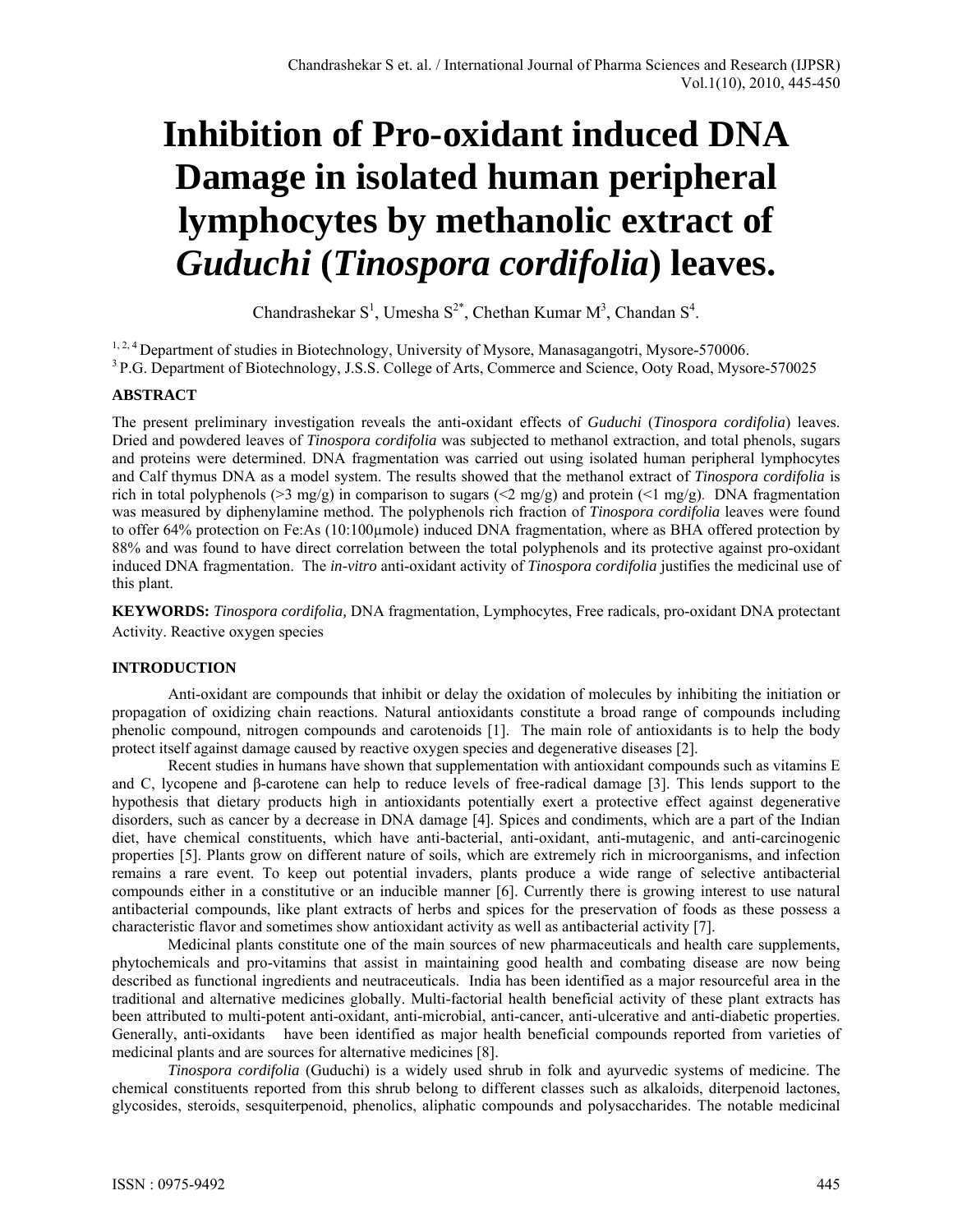# Inhibition of Pro-oxidant induced DNA Damage in isolated human peripheral lymphocytes by methanolic extract of *Guduchi* (*Tinospora cordifolia*) leaves.

Chandrashekar S[1], Umesha S[2*], Chethan Kumar M[3], Chandan S[4].

[1, 2, 4] Department of studies in Biotechnology, University of Mysore, Manasagangotri, Mysore-570006.
[3] P.G. Department of Biotechnology, J.S.S. College of Arts, Commerce and Science, Ooty Road, Mysore-570025

## ABSTRACT

The present preliminary investigation reveals the anti-oxidant effects of *Guduchi* (*Tinospora cordifolia*) leaves. Dried and powdered leaves of *Tinospora cordifolia* was subjected to methanol extraction, and total phenols, sugars and proteins were determined. DNA fragmentation was carried out using isolated human peripheral lymphocytes and Calf thymus DNA as a model system. The results showed that the methanol extract of *Tinospora cordifolia* is rich in total polyphenols (>3 mg/g) in comparison to sugars (<2 mg/g) and protein (<1 mg/g). DNA fragmentation was measured by diphenylamine method. The polyphenols rich fraction of *Tinospora cordifolia* leaves were found to offer 64% protection on Fe:As (10:100μmole) induced DNA fragmentation, where as BHA offered protection by 88% and was found to have direct correlation between the total polyphenols and its protective against pro-oxidant induced DNA fragmentation. The *in-vitro* anti-oxidant activity of *Tinospora cordifolia* justifies the medicinal use of this plant.

**KEYWORDS:** *Tinospora cordifolia,* DNA fragmentation, Lymphocytes, Free radicals, pro-oxidant DNA protectant Activity. Reactive oxygen species

## INTRODUCTION

Anti-oxidant are compounds that inhibit or delay the oxidation of molecules by inhibiting the initiation or propagation of oxidizing chain reactions. Natural antioxidants constitute a broad range of compounds including phenolic compound, nitrogen compounds and carotenoids [1]. The main role of antioxidants is to help the body protect itself against damage caused by reactive oxygen species and degenerative diseases [2].

Recent studies in humans have shown that supplementation with antioxidant compounds such as vitamins E and C, lycopene and β-carotene can help to reduce levels of free-radical damage [3]. This lends support to the hypothesis that dietary products high in antioxidants potentially exert a protective effect against degenerative disorders, such as cancer by a decrease in DNA damage [4]. Spices and condiments, which are a part of the Indian diet, have chemical constituents, which have anti-bacterial, anti-oxidant, anti-mutagenic, and anti-carcinogenic properties [5]. Plants grow on different nature of soils, which are extremely rich in microorganisms, and infection remains a rare event. To keep out potential invaders, plants produce a wide range of selective antibacterial compounds either in a constitutive or an inducible manner [6]. Currently there is growing interest to use natural antibacterial compounds, like plant extracts of herbs and spices for the preservation of foods as these possess a characteristic flavor and sometimes show antioxidant activity as well as antibacterial activity [7].

Medicinal plants constitute one of the main sources of new pharmaceuticals and health care supplements, phytochemicals and pro-vitamins that assist in maintaining good health and combating disease are now being described as functional ingredients and neutraceuticals. India has been identified as a major resourceful area in the traditional and alternative medicines globally. Multi-factorial health beneficial activity of these plant extracts has been attributed to multi-potent anti-oxidant, anti-microbial, anti-cancer, anti-ulcerative and anti-diabetic properties. Generally, anti-oxidants have been identified as major health beneficial compounds reported from varieties of medicinal plants and are sources for alternative medicines [8].

*Tinospora cordifolia* (Guduchi) is a widely used shrub in folk and ayurvedic systems of medicine. The chemical constituents reported from this shrub belong to different classes such as alkaloids, diterpenoid lactones, glycosides, steroids, sesquiterpenoid, phenolics, aliphatic compounds and polysaccharides. The notable medicinal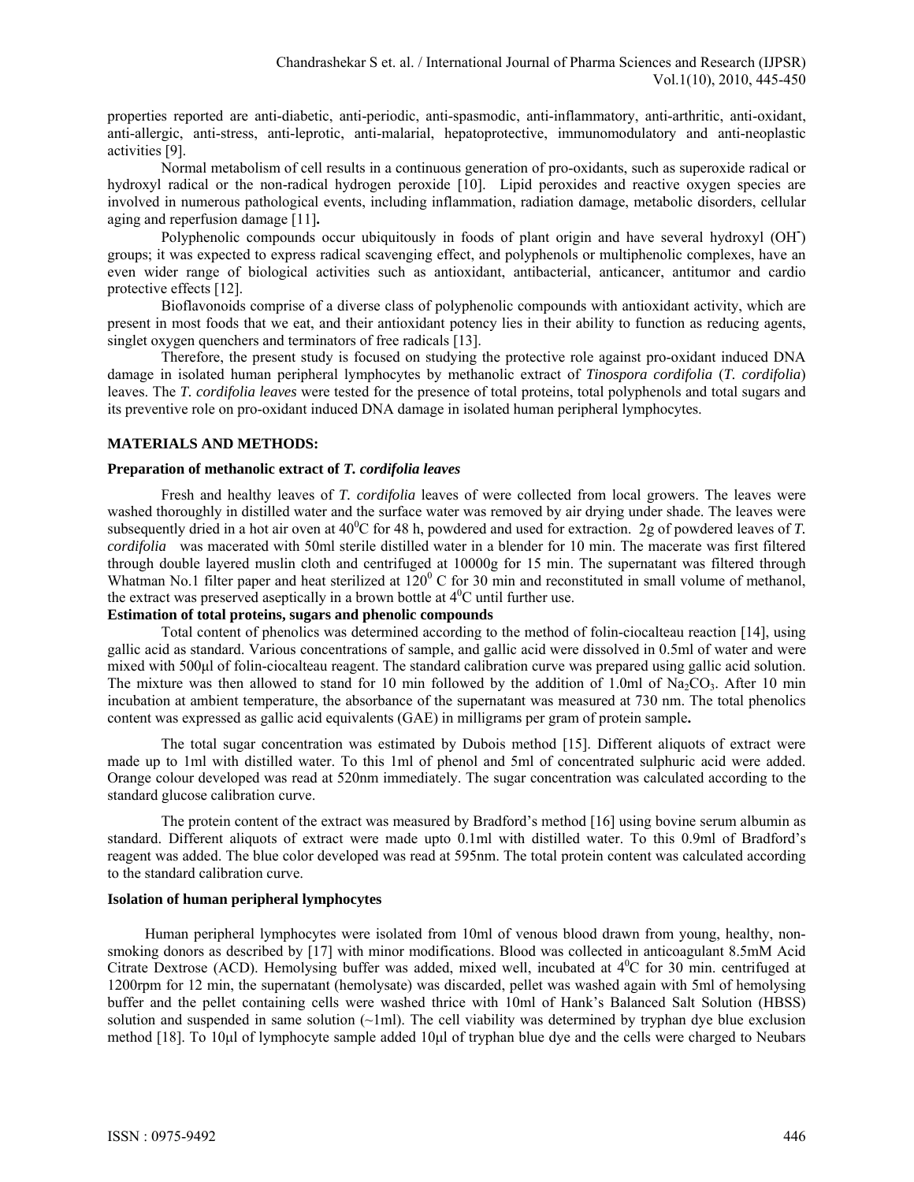properties reported are anti-diabetic, anti-periodic, anti-spasmodic, anti-inflammatory, anti-arthritic, anti-oxidant, anti-allergic, anti-stress, anti-leprotic, anti-malarial, hepatoprotective, immunomodulatory and anti-neoplastic activities [9].

Normal metabolism of cell results in a continuous generation of pro-oxidants, such as superoxide radical or hydroxyl radical or the non-radical hydrogen peroxide [10]. Lipid peroxides and reactive oxygen species are involved in numerous pathological events, including inflammation, radiation damage, metabolic disorders, cellular aging and reperfusion damage [11]**.**

Polyphenolic compounds occur ubiquitously in foods of plant origin and have several hydroxyl ($OH^{\bullet}$) groups; it was expected to express radical scavenging effect, and polyphenols or multiphenolic complexes, have an even wider range of biological activities such as antioxidant, antibacterial, anticancer, antitumor and cardio protective effects [12].

Bioflavonoids comprise of a diverse class of polyphenolic compounds with antioxidant activity, which are present in most foods that we eat, and their antioxidant potency lies in their ability to function as reducing agents, singlet oxygen quenchers and terminators of free radicals [13].

Therefore, the present study is focused on studying the protective role against pro-oxidant induced DNA damage in isolated human peripheral lymphocytes by methanolic extract of *Tinospora cordifolia* (*T. cordifolia*) leaves. The *T. cordifolia leaves* were tested for the presence of total proteins, total polyphenols and total sugars and its preventive role on pro-oxidant induced DNA damage in isolated human peripheral lymphocytes.

## MATERIALS AND METHODS:

### Preparation of methanolic extract of *T. cordifolia leaves*

Fresh and healthy leaves of *T. cordifolia* leaves of were collected from local growers. The leaves were washed thoroughly in distilled water and the surface water was removed by air drying under shade. The leaves were subsequently dried in a hot air oven at $40^0$C for 48 h, powdered and used for extraction. 2g of powdered leaves of *T. cordifolia* was macerated with 50ml sterile distilled water in a blender for 10 min. The macerate was first filtered through double layered muslin cloth and centrifuged at 10000g for 15 min. The supernatant was filtered through Whatman No.1 filter paper and heat sterilized at $120^0$ C for 30 min and reconstituted in small volume of methanol, the extract was preserved aseptically in a brown bottle at $4^0$C until further use.

### Estimation of total proteins, sugars and phenolic compounds

Total content of phenolics was determined according to the method of folin-ciocalteau reaction [14], using gallic acid as standard. Various concentrations of sample, and gallic acid were dissolved in 0.5ml of water and were mixed with 500μl of folin-ciocalteau reagent. The standard calibration curve was prepared using gallic acid solution. The mixture was then allowed to stand for 10 min followed by the addition of 1.0ml of $Na_2CO_3$. After 10 min incubation at ambient temperature, the absorbance of the supernatant was measured at 730 nm. The total phenolics content was expressed as gallic acid equivalents (GAE) in milligrams per gram of protein sample**.**

The total sugar concentration was estimated by Dubois method [15]. Different aliquots of extract were made up to 1ml with distilled water. To this 1ml of phenol and 5ml of concentrated sulphuric acid were added. Orange colour developed was read at 520nm immediately. The sugar concentration was calculated according to the standard glucose calibration curve.

The protein content of the extract was measured by Bradford's method [16] using bovine serum albumin as standard. Different aliquots of extract were made upto 0.1ml with distilled water. To this 0.9ml of Bradford's reagent was added. The blue color developed was read at 595nm. The total protein content was calculated according to the standard calibration curve.

### Isolation of human peripheral lymphocytes

Human peripheral lymphocytes were isolated from 10ml of venous blood drawn from young, healthy, non-smoking donors as described by [17] with minor modifications. Blood was collected in anticoagulant 8.5mM Acid Citrate Dextrose (ACD). Hemolysing buffer was added, mixed well, incubated at $4^0$C for 30 min. centrifuged at 1200rpm for 12 min, the supernatant (hemolysate) was discarded, pellet was washed again with 5ml of hemolysing buffer and the pellet containing cells were washed thrice with 10ml of Hank's Balanced Salt Solution (HBSS) solution and suspended in same solution (~1ml). The cell viability was determined by tryphan dye blue exclusion method [18]. To 10μl of lymphocyte sample added 10μl of tryphan blue dye and the cells were charged to Neubars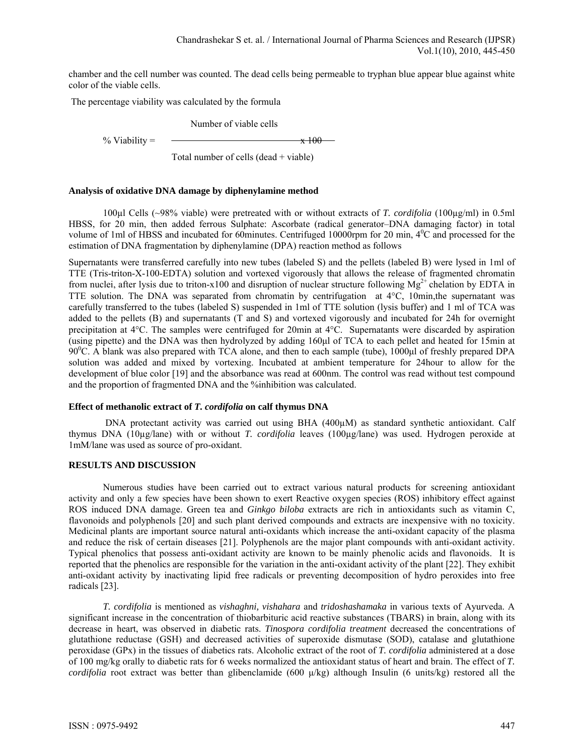chamber and the cell number was counted. The dead cells being permeable to tryphan blue appear blue against white color of the viable cells.

The percentage viability was calculated by the formula

$$\% \text{ Viability} = \frac{\text{Number of viable cells}}{\text{Total number of cells (dead + viable)}} \times 100$$

### Analysis of oxidative DNA damage by diphenylamine method

100μl Cells (~98% viable) were pretreated with or without extracts of *T. cordifolia* (100μg/ml) in 0.5ml HBSS, for 20 min, then added ferrous Sulphate: Ascorbate (radical generator–DNA damaging factor) in total volume of 1ml of HBSS and incubated for 60minutes. Centrifuged 10000rpm for 20 min, $4^0$C and processed for the estimation of DNA fragmentation by diphenylamine (DPA) reaction method as follows

Supernatants were transferred carefully into new tubes (labeled S) and the pellets (labeled B) were lysed in 1ml of TTE (Tris-triton-X-100-EDTA) solution and vortexed vigorously that allows the release of fragmented chromatin from nuclei, after lysis due to triton-x100 and disruption of nuclear structure following $Mg^{2+}$ chelation by EDTA in TTE solution. The DNA was separated from chromatin by centrifugation at 4°C, 10min,the supernatant was carefully transferred to the tubes (labeled S) suspended in 1ml of TTE solution (lysis buffer) and 1 ml of TCA was added to the pellets (B) and supernatants (T and S) and vortexed vigorously and incubated for 24h for overnight precipitation at 4°C. The samples were centrifuged for 20min at 4°C. Supernatants were discarded by aspiration (using pipette) and the DNA was then hydrolyzed by adding 160μl of TCA to each pellet and heated for 15min at $90^0$C. A blank was also prepared with TCA alone, and then to each sample (tube), 1000μl of freshly prepared DPA solution was added and mixed by vortexing. Incubated at ambient temperature for 24hour to allow for the development of blue color [19] and the absorbance was read at 600nm. The control was read without test compound and the proportion of fragmented DNA and the %inhibition was calculated.

### Effect of methanolic extract of *T. cordifolia* on calf thymus DNA

DNA protectant activity was carried out using BHA (400μM) as standard synthetic antioxidant. Calf thymus DNA (10μg/lane) with or without *T. cordifolia* leaves (100μg/lane) was used. Hydrogen peroxide at 1mM/lane was used as source of pro-oxidant.

## RESULTS AND DISCUSSION

Numerous studies have been carried out to extract various natural products for screening antioxidant activity and only a few species have been shown to exert Reactive oxygen species (ROS) inhibitory effect against ROS induced DNA damage. Green tea and *Ginkgo biloba* extracts are rich in antioxidants such as vitamin C, flavonoids and polyphenols [20] and such plant derived compounds and extracts are inexpensive with no toxicity. Medicinal plants are important source natural anti-oxidants which increase the anti-oxidant capacity of the plasma and reduce the risk of certain diseases [21]. Polyphenols are the major plant compounds with anti-oxidant activity. Typical phenolics that possess anti-oxidant activity are known to be mainly phenolic acids and flavonoids. It is reported that the phenolics are responsible for the variation in the anti-oxidant activity of the plant [22]. They exhibit anti-oxidant activity by inactivating lipid free radicals or preventing decomposition of hydro peroxides into free radicals [23].

*T. cordifolia* is mentioned as *vishaghni, vishahara* and *tridoshashamaka* in various texts of Ayurveda. A significant increase in the concentration of thiobarbituric acid reactive substances (TBARS) in brain, along with its decrease in heart, was observed in diabetic rats. *Tinospora cordifolia treatment* decreased the concentrations of glutathione reductase (GSH) and decreased activities of superoxide dismutase (SOD), catalase and glutathione peroxidase (GPx) in the tissues of diabetics rats. Alcoholic extract of the root of *T. cordifolia* administered at a dose of 100 mg/kg orally to diabetic rats for 6 weeks normalized the antioxidant status of heart and brain. The effect of *T. cordifolia* root extract was better than glibenclamide (600 μ/kg) although Insulin (6 units/kg) restored all the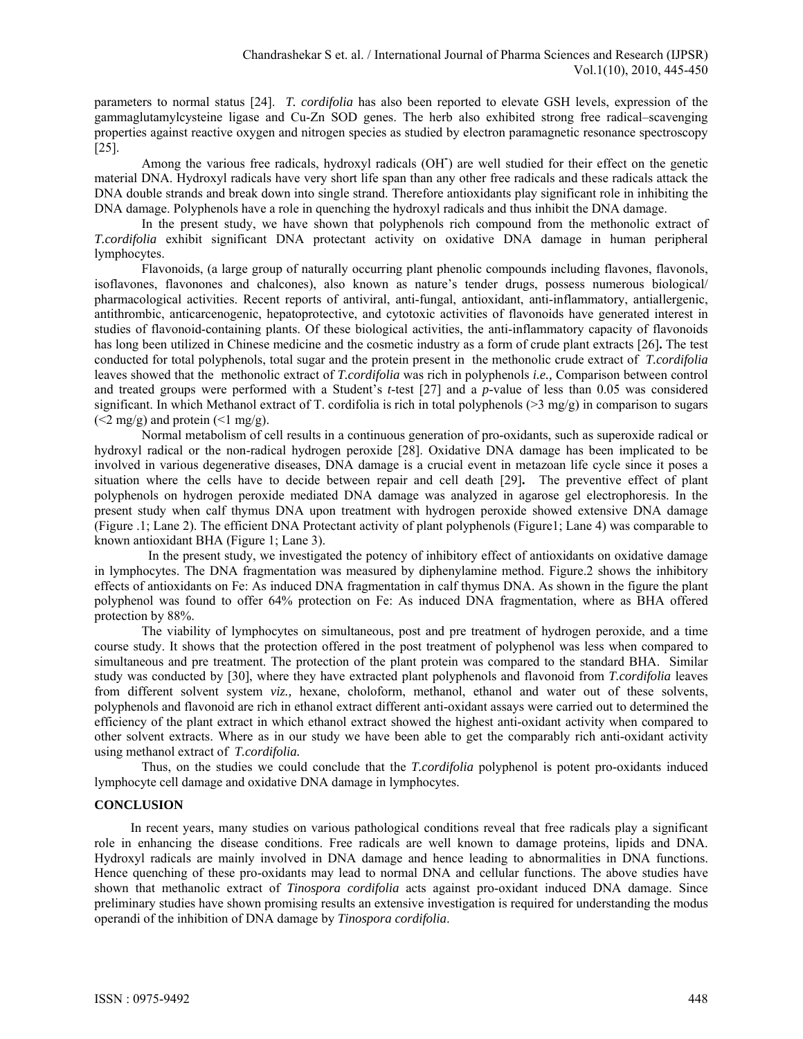parameters to normal status [24]. *T. cordifolia* has also been reported to elevate GSH levels, expression of the gammaglutamylcysteine ligase and Cu-Zn SOD genes. The herb also exhibited strong free radical–scavenging properties against reactive oxygen and nitrogen species as studied by electron paramagnetic resonance spectroscopy [25].

Among the various free radicals, hydroxyl radicals ($OH^{\bullet}$) are well studied for their effect on the genetic material DNA. Hydroxyl radicals have very short life span than any other free radicals and these radicals attack the DNA double strands and break down into single strand. Therefore antioxidants play significant role in inhibiting the DNA damage. Polyphenols have a role in quenching the hydroxyl radicals and thus inhibit the DNA damage.

In the present study, we have shown that polyphenols rich compound from the methonolic extract of *T.cordifolia* exhibit significant DNA protectant activity on oxidative DNA damage in human peripheral lymphocytes.

Flavonoids, (a large group of naturally occurring plant phenolic compounds including flavones, flavonols, isoflavones, flavonones and chalcones), also known as nature's tender drugs, possess numerous biological/ pharmacological activities. Recent reports of antiviral, anti-fungal, antioxidant, anti-inflammatory, antiallergenic, antithrombic, anticarcenogenic, hepatoprotective, and cytotoxic activities of flavonoids have generated interest in studies of flavonoid-containing plants. Of these biological activities, the anti-inflammatory capacity of flavonoids has long been utilized in Chinese medicine and the cosmetic industry as a form of crude plant extracts [26]**.** The test conducted for total polyphenols, total sugar and the protein present in the methonolic crude extract of *T.cordifolia* leaves showed that the methonolic extract of *T.cordifolia* was rich in polyphenols *i.e.,* Comparison between control and treated groups were performed with a Student's *t*-test [27] and a *p*-value of less than 0.05 was considered significant. In which Methanol extract of T. cordifolia is rich in total polyphenols (>3 mg/g) in comparison to sugars (<2 mg/g) and protein (<1 mg/g).

Normal metabolism of cell results in a continuous generation of pro-oxidants, such as superoxide radical or hydroxyl radical or the non-radical hydrogen peroxide [28]. Oxidative DNA damage has been implicated to be involved in various degenerative diseases, DNA damage is a crucial event in metazoan life cycle since it poses a situation where the cells have to decide between repair and cell death [29]**.** The preventive effect of plant polyphenols on hydrogen peroxide mediated DNA damage was analyzed in agarose gel electrophoresis. In the present study when calf thymus DNA upon treatment with hydrogen peroxide showed extensive DNA damage (Figure .1; Lane 2). The efficient DNA Protectant activity of plant polyphenols (Figure1; Lane 4) was comparable to known antioxidant BHA (Figure 1; Lane 3).

In the present study, we investigated the potency of inhibitory effect of antioxidants on oxidative damage in lymphocytes. The DNA fragmentation was measured by diphenylamine method. Figure.2 shows the inhibitory effects of antioxidants on Fe: As induced DNA fragmentation in calf thymus DNA. As shown in the figure the plant polyphenol was found to offer 64% protection on Fe: As induced DNA fragmentation, where as BHA offered protection by 88%.

The viability of lymphocytes on simultaneous, post and pre treatment of hydrogen peroxide, and a time course study. It shows that the protection offered in the post treatment of polyphenol was less when compared to simultaneous and pre treatment. The protection of the plant protein was compared to the standard BHA. Similar study was conducted by [30], where they have extracted plant polyphenols and flavonoid from *T.cordifolia* leaves from different solvent system *viz.,* hexane, choloform, methanol, ethanol and water out of these solvents, polyphenols and flavonoid are rich in ethanol extract different anti-oxidant assays were carried out to determined the efficiency of the plant extract in which ethanol extract showed the highest anti-oxidant activity when compared to other solvent extracts. Where as in our study we have been able to get the comparably rich anti-oxidant activity using methanol extract of *T.cordifolia.*

Thus, on the studies we could conclude that the *T.cordifolia* polyphenol is potent pro-oxidants induced lymphocyte cell damage and oxidative DNA damage in lymphocytes.

## CONCLUSION

In recent years, many studies on various pathological conditions reveal that free radicals play a significant role in enhancing the disease conditions. Free radicals are well known to damage proteins, lipids and DNA. Hydroxyl radicals are mainly involved in DNA damage and hence leading to abnormalities in DNA functions. Hence quenching of these pro-oxidants may lead to normal DNA and cellular functions. The above studies have shown that methanolic extract of *Tinospora cordifolia* acts against pro-oxidant induced DNA damage. Since preliminary studies have shown promising results an extensive investigation is required for understanding the modus operandi of the inhibition of DNA damage by *Tinospora cordifolia*.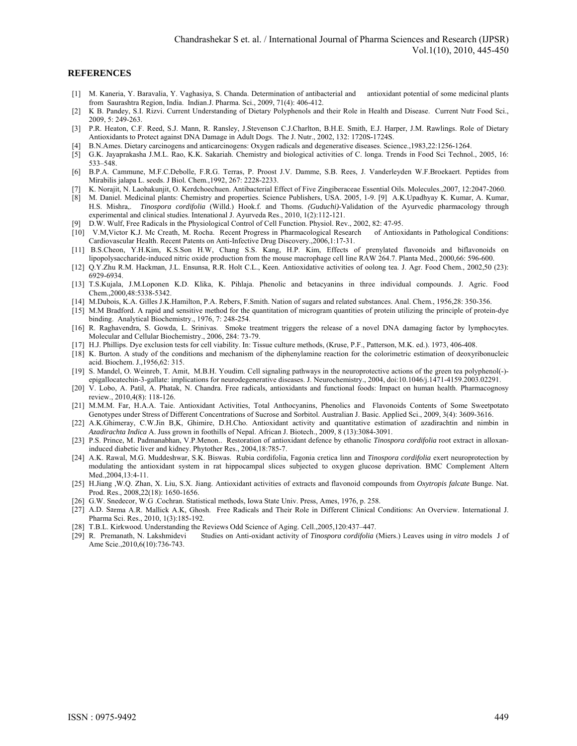## REFERENCES

[1] M. Kaneria, Y. Baravalia, Y. Vaghasiya, S. Chanda. Determination of antibacterial and antioxidant potential of some medicinal plants from Saurashtra Region, India. Indian.J. Pharma. Sci., 2009, 71(4): 406-412.

[2] K B. Pandey, S.I. Rizvi. Current Understanding of Dietary Polyphenols and their Role in Health and Disease. Current Nutr Food Sci., 2009, 5: 249-263.

[3] P.R. Heaton, C.F. Reed, S.J. Mann, R. Ransley, J.Stevenson C.J.Charlton, B.H.E. Smith, E.J. Harper, J.M. Rawlings. Role of Dietary Antioxidants to Protect against DNA Damage in Adult Dogs. The J. Nutr., 2002, 132: 1720S-1724S.

[4] B.N.Ames. Dietary carcinogens and anticarcinogens: Oxygen radicals and degenerative diseases. Science.,1983,22:1256-1264.

[5] G.K. Jayaprakasha J.M.L. Rao, K.K. Sakariah. Chemistry and biological activities of C. longa. Trends in Food Sci Technol., 2005, 16: 533–548.

[6] B.P.A. Cammune, M.F.C.Debolle, F.R.G. Terras, P. Proost J.V. Damme, S.B. Rees, J. Vanderleyden W.F.Broekaert. Peptides from Mirabilis jalapa L. seeds. J Biol. Chem.,1992, 267: 2228-2233.

[7] K. Norajit, N. Laohakunjit, O. Kerdchoechuen. Antibacterial Effect of Five Zingiberaceae Essential Oils. Molecules.,2007, 12:2047-2060.

[8] M. Daniel. Medicinal plants: Chemistry and properties. Science Publishers, USA. 2005, 1-9. [9] A.K.Upadhyay K. Kumar, A. Kumar, H.S. Mishra,. *Tinospora cordifolia* (Willd.) Hook.f. and Thoms. *(Guduchi)*-Validation of the Ayurvedic pharmacology through experimental and clinical studies. Intenational J. Ayurveda Res., 2010, 1(2):112-121.

[9] D.W. Wulf, Free Radicals in the Physiological Control of Cell Function. Physiol. Rev., 2002, 82: 47-95.

[10] V.M,Victor K.J. Mc Creath, M. Rocha. Recent Progress in Pharmacological Research of Antioxidants in Pathological Conditions: Cardiovascular Health. Recent Patents on Anti-Infective Drug Discovery.,2006,1:17-31.

[11] B.S.Cheon, Y.H.Kim, K.S.Son H.W, Chang S.S. Kang, H.P. Kim, Effects of prenylated flavonoids and biflavonoids on lipopolysaccharide-induced nitric oxide production from the mouse macrophage cell line RAW 264.7. Planta Med., 2000,66: 596-600.

[12] Q.Y.Zhu R.M. Hackman, J.L. Ensunsa, R.R. Holt C.L., Keen. Antioxidative activities of oolong tea. J. Agr. Food Chem., 2002,50 (23): 6929-6934.

[13] T.S.Kujala, J.M.Loponen K.D. Klika, K. Pihlaja. Phenolic and betacyanins in three individual compounds. J. Agric. Food Chem.,2000,48:5338-5342.

[14] M.Dubois, K.A. Gilles J.K.Hamilton, P.A. Rebers, F.Smith. Nation of sugars and related substances. Anal. Chem., 1956,28: 350-356.

[15] M.M Bradford. A rapid and sensitive method for the quantitation of microgram quantities of protein utilizing the principle of protein-dye binding. Analytical Biochemistry., 1976, 7: 248-254.

[16] R. Raghavendra, S. Gowda, L. Srinivas. Smoke treatment triggers the release of a novel DNA damaging factor by lymphocytes. Molecular and Cellular Biochemistry., 2006, 284: 73-79.

[17] H.J. Phillips. Dye exclusion tests for cell viability. In: Tissue culture methods, (Kruse, P.F., Patterson, M.K. ed.). 1973, 406-408.

[18] K. Burton. A study of the conditions and mechanism of the diphenylamine reaction for the colorimetric estimation of deoxyribonucleic acid. Biochem. J.,1956,62: 315.

[19] S. Mandel, O. Weinreb, T. Amit, M.B.H. Youdim. Cell signaling pathways in the neuroprotective actions of the green tea polyphenol(-)-epigallocatechin-3-gallate: implications for neurodegenerative diseases. J. Neurochemistry., 2004, doi:10.1046/j.1471-4159.2003.02291.

[20] V. Lobo, A. Patil, A. Phatak, N. Chandra. Free radicals, antioxidants and functional foods: Impact on human health. Pharmacognosy review., 2010,4(8): 118-126.

[21] M.M.M. Far, H.A.A. Taie. Antioxidant Activities, Total Anthocyanins, Phenolics and Flavonoids Contents of Some Sweetpotato Genotypes under Stress of Different Concentrations of Sucrose and Sorbitol. Australian J. Basic. Applied Sci., 2009, 3(4): 3609-3616.

[22] A.K.Ghimeray, C.W.Jin B,K, Ghimire, D.H.Cho. Antioxidant activity and quantitative estimation of azadirachtin and nimbin in *Azadirachta Indica* A. Juss grown in foothills of Nepal. African J. Biotech., 2009, 8 (13):3084-3091.

[23] P.S. Prince, M. Padmanabhan, V.P.Menon.. Restoration of antioxidant defence by ethanolic *Tinospora cordifolia* root extract in alloxan-induced diabetic liver and kidney. Phytother Res., 2004,18:785-7.

[24] A.K. Rawal, M.G. Muddeshwar, S.K. Biswas. Rubia cordifolia, Fagonia cretica linn and *Tinospora cordifolia* exert neuroprotection by modulating the antioxidant system in rat hippocampal slices subjected to oxygen glucose deprivation. BMC Complement Altern Med.,2004,13:4-11.

[25] H.Jiang ,W.Q. Zhan, X. Liu, S.X. Jiang. Antioxidant activities of extracts and flavonoid compounds from *Oxytropis falcate* Bunge. Nat. Prod. Res., 2008,22(18): 1650-1656.

[26] G.W. Snedecor, W.G .Cochran. Statistical methods, Iowa State Univ. Press, Ames, 1976, p. 258.

[27] A.D. Sarma A.R. Mallick A.K, Ghosh. Free Radicals and Their Role in Different Clinical Conditions: An Overview. International J. Pharma Sci. Res., 2010, 1(3):185-192.

[28] T.B.L. Kirkwood. Understanding the Reviews Odd Science of Aging. Cell.,2005,120:437–447.

[29] R. Premanath, N. Lakshmidevi Studies on Anti-oxidant activity of *Tinospora cordifolia* (Miers.) Leaves using *in vitro* models J of Ame Scie.,2010,6(10):736-743.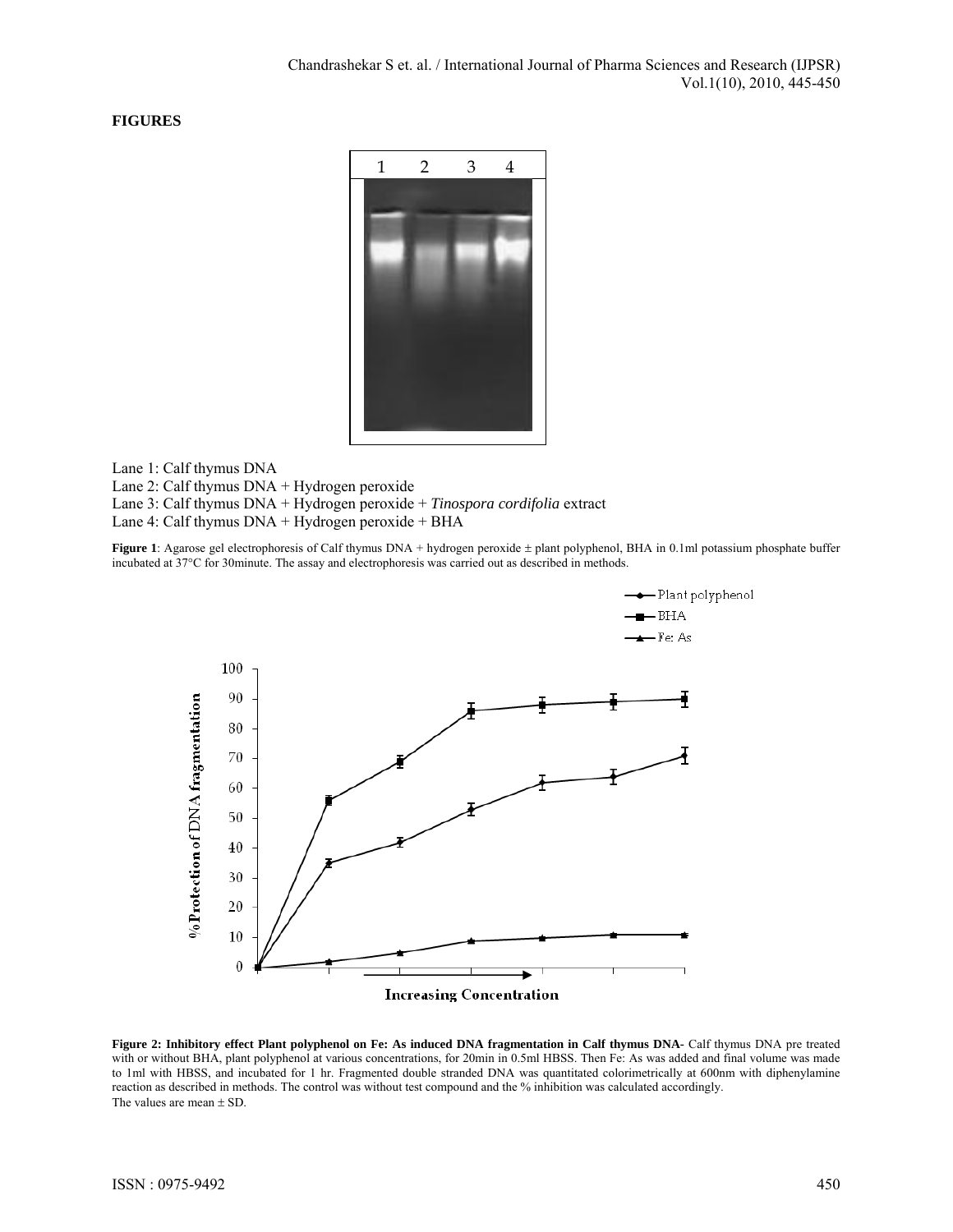**FIGURES**

1 2 3 4

Lane 1: Calf thymus DNA

Lane 2: Calf thymus DNA + Hydrogen peroxide

Lane 3: Calf thymus DNA + Hydrogen peroxide + *Tinospora cordifolia* extract

Lane 4: Calf thymus DNA + Hydrogen peroxide + BHA

**Figure 1**: Agarose gel electrophoresis of Calf thymus DNA + hydrogen peroxide ± plant polyphenol, BHA in 0.1ml potassium phosphate buffer incubated at 37°C for 30minute. The assay and electrophoresis was carried out as described in methods.

Plant polyphenol
BHA
Fe: As

% Protection of DNA fragmentation

0
10
20
30
40
50
60
70
80
90
100

Increasing Concentration

**Figure 2: Inhibitory effect Plant polyphenol on Fe: As induced DNA fragmentation in Calf thymus DNA-** Calf thymus DNA pre treated with or without BHA, plant polyphenol at various concentrations, for 20min in 0.5ml HBSS. Then Fe: As was added and final volume was made to 1ml with HBSS, and incubated for 1 hr. Fragmented double stranded DNA was quantitated colorimetrically at 600nm with diphenylamine reaction as described in methods. The control was without test compound and the % inhibition was calculated accordingly.

The values are mean ± SD.